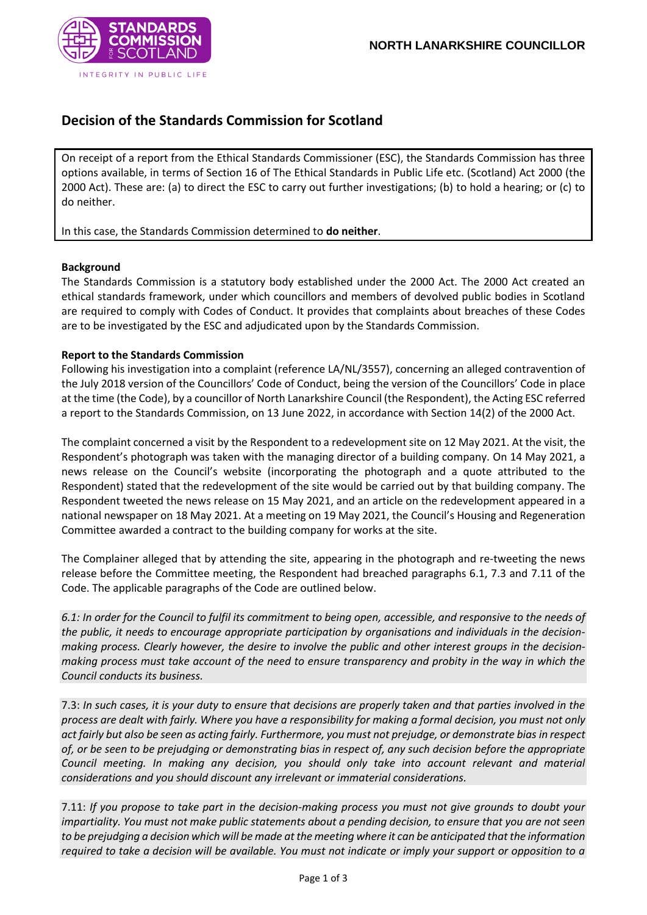**NORTH LANARKSHIRE COUNCILLOR**

# Decision of the Standards Commission for Scotland

On receipt of a report from the Ethical Standards Commissioner (ESC), the Standards Commission has three options available, in terms of Section 16 of The Ethical Standards in Public Life etc. (Scotland) Act 2000 (the 2000 Act). These are: (a) to direct the ESC to carry out further investigations; (b) to hold a hearing; or (c) to do neither.

In this case, the Standards Commission determined to **do neither**.

**Background**

The Standards Commission is a statutory body established under the 2000 Act. The 2000 Act created an ethical standards framework, under which councillors and members of devolved public bodies in Scotland are required to comply with Codes of Conduct. It provides that complaints about breaches of these Codes are to be investigated by the ESC and adjudicated upon by the Standards Commission.

**Report to the Standards Commission**

Following his investigation into a complaint (reference LA/NL/3557), concerning an alleged contravention of the July 2018 version of the Councillors' Code of Conduct, being the version of the Councillors' Code in place at the time (the Code), by a councillor of North Lanarkshire Council (the Respondent), the Acting ESC referred a report to the Standards Commission, on 13 June 2022, in accordance with Section 14(2) of the 2000 Act.

The complaint concerned a visit by the Respondent to a redevelopment site on 12 May 2021. At the visit, the Respondent's photograph was taken with the managing director of a building company. On 14 May 2021, a news release on the Council's website (incorporating the photograph and a quote attributed to the Respondent) stated that the redevelopment of the site would be carried out by that building company. The Respondent tweeted the news release on 15 May 2021, and an article on the redevelopment appeared in a national newspaper on 18 May 2021. At a meeting on 19 May 2021, the Council's Housing and Regeneration Committee awarded a contract to the building company for works at the site.

The Complainer alleged that by attending the site, appearing in the photograph and re-tweeting the news release before the Committee meeting, the Respondent had breached paragraphs 6.1, 7.3 and 7.11 of the Code. The applicable paragraphs of the Code are outlined below.

*6.1: In order for the Council to fulfil its commitment to being open, accessible, and responsive to the needs of the public, it needs to encourage appropriate participation by organisations and individuals in the decision-making process. Clearly however, the desire to involve the public and other interest groups in the decision-making process must take account of the need to ensure transparency and probity in the way in which the Council conducts its business.*

7.3: *In such cases, it is your duty to ensure that decisions are properly taken and that parties involved in the process are dealt with fairly. Where you have a responsibility for making a formal decision, you must not only act fairly but also be seen as acting fairly. Furthermore, you must not prejudge, or demonstrate bias in respect of, or be seen to be prejudging or demonstrating bias in respect of, any such decision before the appropriate Council meeting. In making any decision, you should only take into account relevant and material considerations and you should discount any irrelevant or immaterial considerations.*

7.11: *If you propose to take part in the decision-making process you must not give grounds to doubt your impartiality. You must not make public statements about a pending decision, to ensure that you are not seen to be prejudging a decision which will be made at the meeting where it can be anticipated that the information required to take a decision will be available. You must not indicate or imply your support or opposition to a*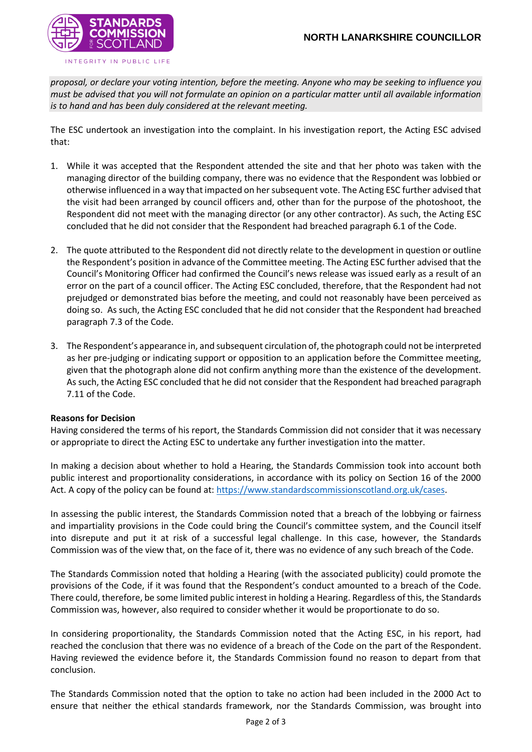*proposal, or declare your voting intention, before the meeting. Anyone who may be seeking to influence you must be advised that you will not formulate an opinion on a particular matter until all available information is to hand and has been duly considered at the relevant meeting.*

The ESC undertook an investigation into the complaint. In his investigation report, the Acting ESC advised that:

1. While it was accepted that the Respondent attended the site and that her photo was taken with the managing director of the building company, there was no evidence that the Respondent was lobbied or otherwise influenced in a way that impacted on her subsequent vote. The Acting ESC further advised that the visit had been arranged by council officers and, other than for the purpose of the photoshoot, the Respondent did not meet with the managing director (or any other contractor). As such, the Acting ESC concluded that he did not consider that the Respondent had breached paragraph 6.1 of the Code.

2. The quote attributed to the Respondent did not directly relate to the development in question or outline the Respondent's position in advance of the Committee meeting. The Acting ESC further advised that the Council's Monitoring Officer had confirmed the Council's news release was issued early as a result of an error on the part of a council officer. The Acting ESC concluded, therefore, that the Respondent had not prejudged or demonstrated bias before the meeting, and could not reasonably have been perceived as doing so. As such, the Acting ESC concluded that he did not consider that the Respondent had breached paragraph 7.3 of the Code.

3. The Respondent's appearance in, and subsequent circulation of, the photograph could not be interpreted as her pre-judging or indicating support or opposition to an application before the Committee meeting, given that the photograph alone did not confirm anything more than the existence of the development. As such, the Acting ESC concluded that he did not consider that the Respondent had breached paragraph 7.11 of the Code.

**Reasons for Decision**

Having considered the terms of his report, the Standards Commission did not consider that it was necessary or appropriate to direct the Acting ESC to undertake any further investigation into the matter.

In making a decision about whether to hold a Hearing, the Standards Commission took into account both public interest and proportionality considerations, in accordance with its policy on Section 16 of the 2000 Act. A copy of the policy can be found at: https://www.standardscommissionscotland.org.uk/cases.

In assessing the public interest, the Standards Commission noted that a breach of the lobbying or fairness and impartiality provisions in the Code could bring the Council's committee system, and the Council itself into disrepute and put it at risk of a successful legal challenge. In this case, however, the Standards Commission was of the view that, on the face of it, there was no evidence of any such breach of the Code.

The Standards Commission noted that holding a Hearing (with the associated publicity) could promote the provisions of the Code, if it was found that the Respondent's conduct amounted to a breach of the Code. There could, therefore, be some limited public interest in holding a Hearing. Regardless of this, the Standards Commission was, however, also required to consider whether it would be proportionate to do so.

In considering proportionality, the Standards Commission noted that the Acting ESC, in his report, had reached the conclusion that there was no evidence of a breach of the Code on the part of the Respondent. Having reviewed the evidence before it, the Standards Commission found no reason to depart from that conclusion.

The Standards Commission noted that the option to take no action had been included in the 2000 Act to ensure that neither the ethical standards framework, nor the Standards Commission, was brought into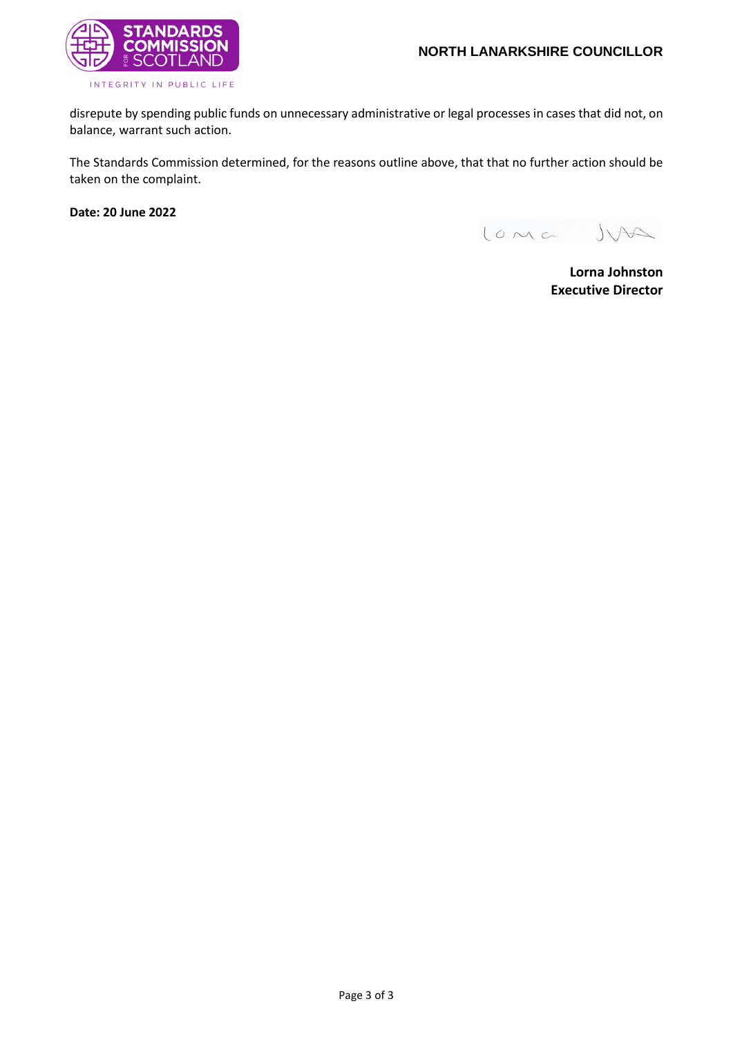disrepute by spending public funds on unnecessary administrative or legal processes in cases that did not, on balance, warrant such action.

The Standards Commission determined, for the reasons outline above, that that no further action should be taken on the complaint.

**Date: 20 June 2022**

**Lorna Johnston**
**Executive Director**